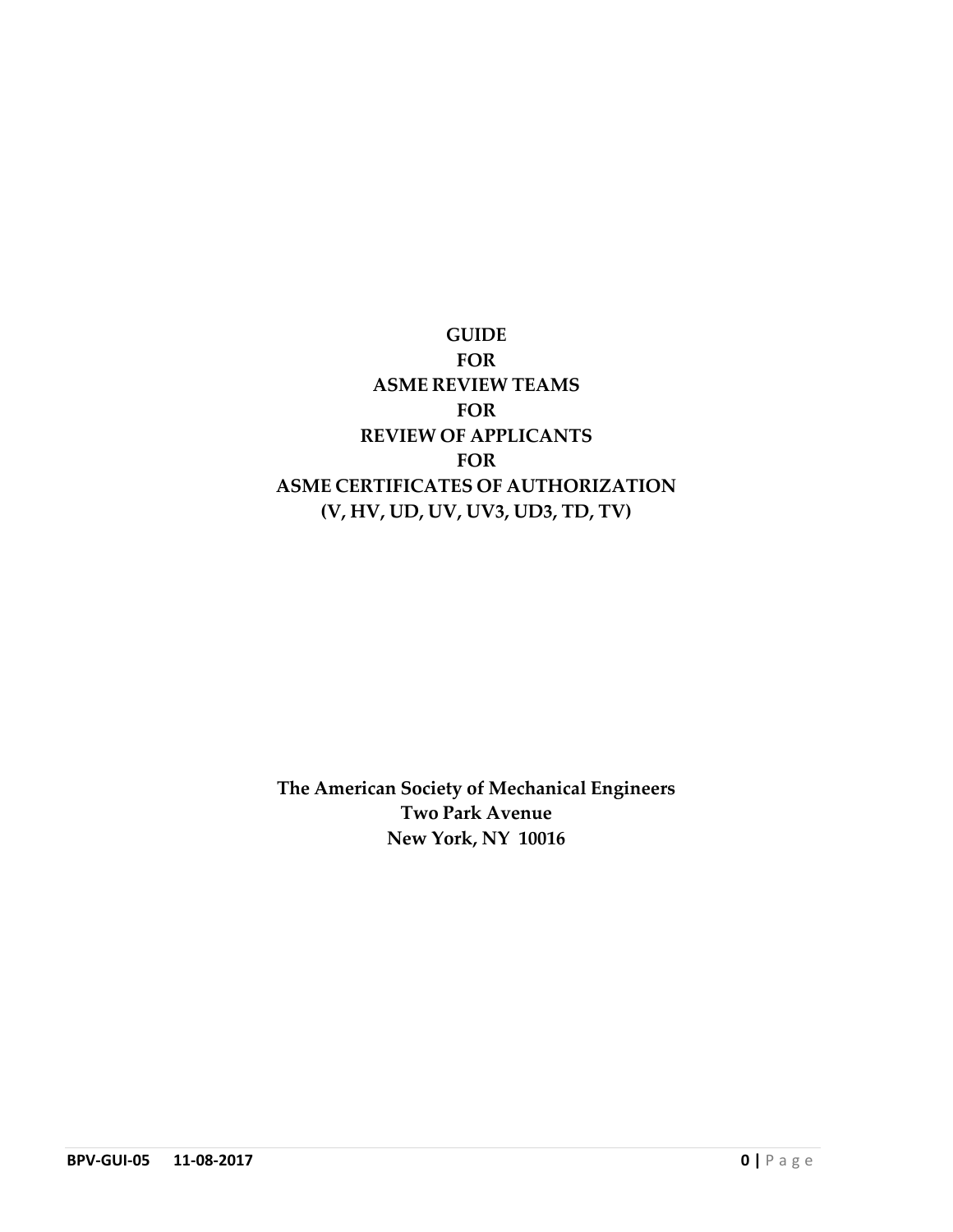# GUIDE FOR ASME REVIEW TEAMS FOR REVIEW OF APPLICANTS FOR ASME CERTIFICATES OF AUTHORIZATION (V, HV, UD, UV, UV3, UD3, TD, TV)

**The American Society of Mechanical Engineers**
**Two Park Avenue**
**New York, NY 10016**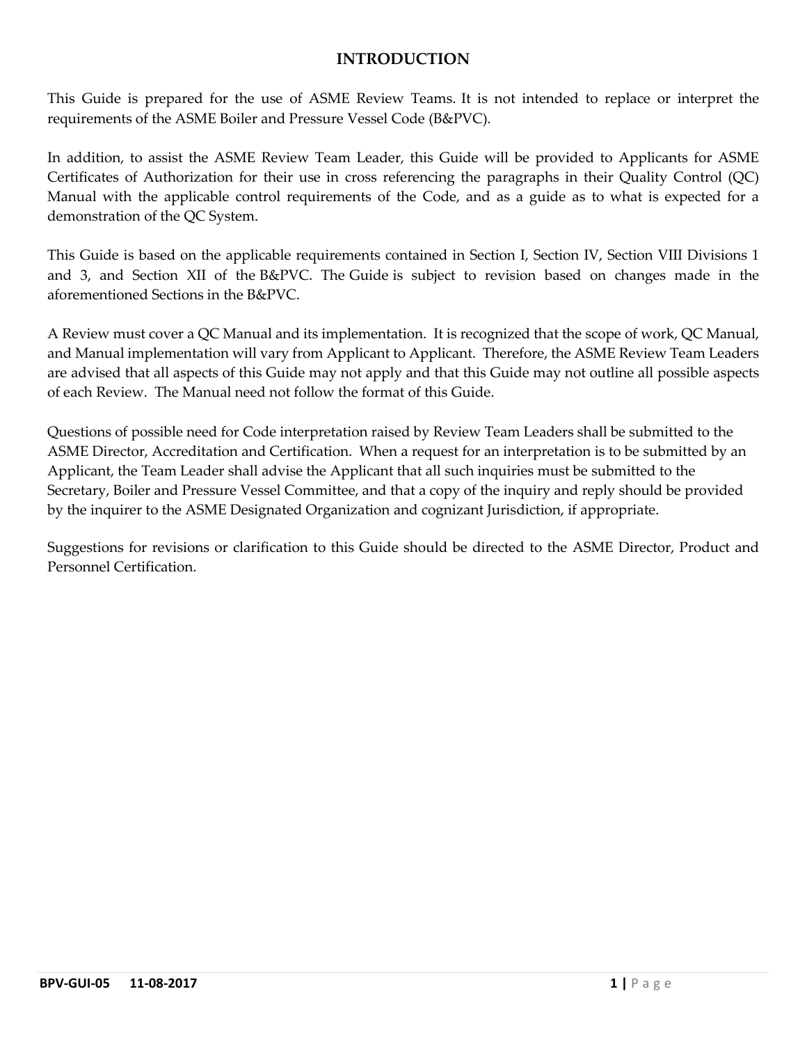# INTRODUCTION

This Guide is prepared for the use of ASME Review Teams. It is not intended to replace or interpret the requirements of the ASME Boiler and Pressure Vessel Code (B&PVC).

In addition, to assist the ASME Review Team Leader, this Guide will be provided to Applicants for ASME Certificates of Authorization for their use in cross referencing the paragraphs in their Quality Control (QC) Manual with the applicable control requirements of the Code, and as a guide as to what is expected for a demonstration of the QC System.

This Guide is based on the applicable requirements contained in Section I, Section IV, Section VIII Divisions 1 and 3, and Section XII of the B&PVC. The Guide is subject to revision based on changes made in the aforementioned Sections in the B&PVC.

A Review must cover a QC Manual and its implementation. It is recognized that the scope of work, QC Manual, and Manual implementation will vary from Applicant to Applicant. Therefore, the ASME Review Team Leaders are advised that all aspects of this Guide may not apply and that this Guide may not outline all possible aspects of each Review. The Manual need not follow the format of this Guide.

Questions of possible need for Code interpretation raised by Review Team Leaders shall be submitted to the ASME Director, Accreditation and Certification. When a request for an interpretation is to be submitted by an Applicant, the Team Leader shall advise the Applicant that all such inquiries must be submitted to the Secretary, Boiler and Pressure Vessel Committee, and that a copy of the inquiry and reply should be provided by the inquirer to the ASME Designated Organization and cognizant Jurisdiction, if appropriate.

Suggestions for revisions or clarification to this Guide should be directed to the ASME Director, Product and Personnel Certification.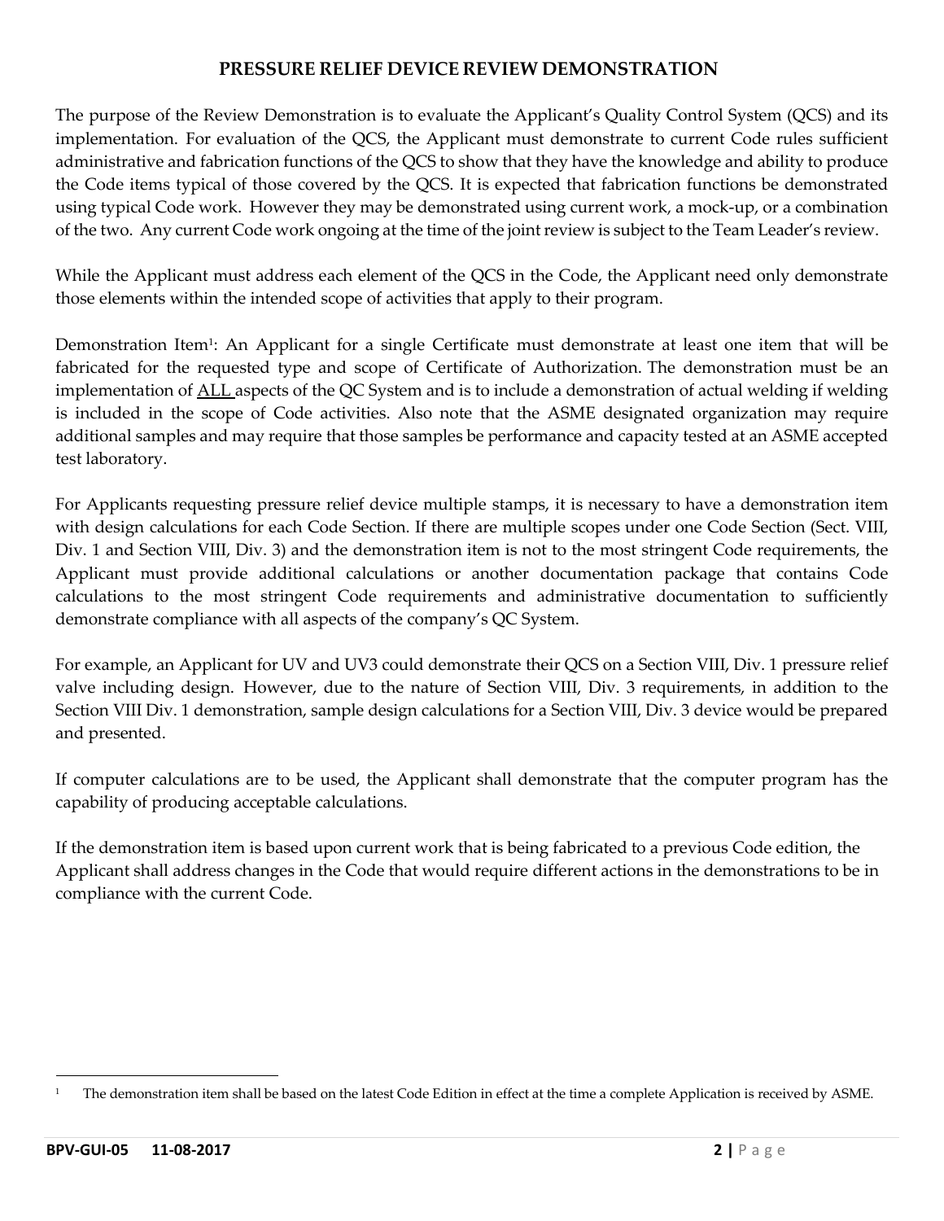## PRESSURE RELIEF DEVICE REVIEW DEMONSTRATION

The purpose of the Review Demonstration is to evaluate the Applicant's Quality Control System (QCS) and its implementation. For evaluation of the QCS, the Applicant must demonstrate to current Code rules sufficient administrative and fabrication functions of the QCS to show that they have the knowledge and ability to produce the Code items typical of those covered by the QCS. It is expected that fabrication functions be demonstrated using typical Code work. However they may be demonstrated using current work, a mock-up, or a combination of the two. Any current Code work ongoing at the time of the joint review is subject to the Team Leader's review.

While the Applicant must address each element of the QCS in the Code, the Applicant need only demonstrate those elements within the intended scope of activities that apply to their program.

Demonstration Item[1]: An Applicant for a single Certificate must demonstrate at least one item that will be fabricated for the requested type and scope of Certificate of Authorization. The demonstration must be an implementation of ALL aspects of the QC System and is to include a demonstration of actual welding if welding is included in the scope of Code activities. Also note that the ASME designated organization may require additional samples and may require that those samples be performance and capacity tested at an ASME accepted test laboratory.

For Applicants requesting pressure relief device multiple stamps, it is necessary to have a demonstration item with design calculations for each Code Section. If there are multiple scopes under one Code Section (Sect. VIII, Div. 1 and Section VIII, Div. 3) and the demonstration item is not to the most stringent Code requirements, the Applicant must provide additional calculations or another documentation package that contains Code calculations to the most stringent Code requirements and administrative documentation to sufficiently demonstrate compliance with all aspects of the company's QC System.

For example, an Applicant for UV and UV3 could demonstrate their QCS on a Section VIII, Div. 1 pressure relief valve including design. However, due to the nature of Section VIII, Div. 3 requirements, in addition to the Section VIII Div. 1 demonstration, sample design calculations for a Section VIII, Div. 3 device would be prepared and presented.

If computer calculations are to be used, the Applicant shall demonstrate that the computer program has the capability of producing acceptable calculations.

If the demonstration item is based upon current work that is being fabricated to a previous Code edition, the Applicant shall address changes in the Code that would require different actions in the demonstrations to be in compliance with the current Code.

[1] The demonstration item shall be based on the latest Code Edition in effect at the time a complete Application is received by ASME.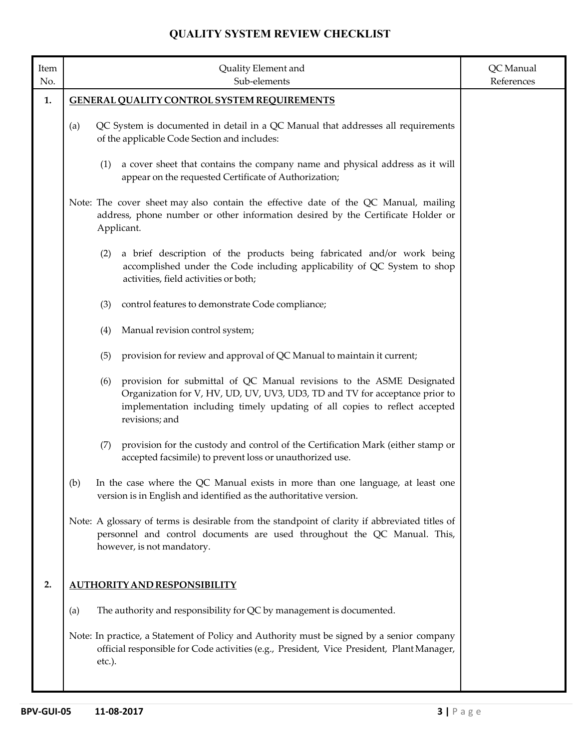# QUALITY SYSTEM REVIEW CHECKLIST

| Item No. | Quality Element and Sub-elements | QC Manual References |
|---|---|---|
| **1.** | **<u>GENERAL QUALITY CONTROL SYSTEM REQUIREMENTS</u>** | |
| | (a) QC System is documented in detail in a QC Manual that addresses all requirements of the applicable Code Section and includes: | |
| | (1) a cover sheet that contains the company name and physical address as it will appear on the requested Certificate of Authorization; | |
| | Note: The cover sheet may also contain the effective date of the QC Manual, mailing address, phone number or other information desired by the Certificate Holder or Applicant. | |
| | (2) a brief description of the products being fabricated and/or work being accomplished under the Code including applicability of QC System to shop activities, field activities or both; | |
| | (3) control features to demonstrate Code compliance; | |
| | (4) Manual revision control system; | |
| | (5) provision for review and approval of QC Manual to maintain it current; | |
| | (6) provision for submittal of QC Manual revisions to the ASME Designated Organization for V, HV, UD, UV, UV3, UD3, TD and TV for acceptance prior to implementation including timely updating of all copies to reflect accepted revisions; and | |
| | (7) provision for the custody and control of the Certification Mark (either stamp or accepted facsimile) to prevent loss or unauthorized use. | |
| | (b) In the case where the QC Manual exists in more than one language, at least one version is in English and identified as the authoritative version. | |
| | Note: A glossary of terms is desirable from the standpoint of clarity if abbreviated titles of personnel and control documents are used throughout the QC Manual. This, however, is not mandatory. | |
| **2.** | **<u>AUTHORITY AND RESPONSIBILITY</u>** | |
| | (a) The authority and responsibility for QC by management is documented. | |
| | Note: In practice, a Statement of Policy and Authority must be signed by a senior company official responsible for Code activities (e.g., President, Vice President, Plant Manager, etc.). | |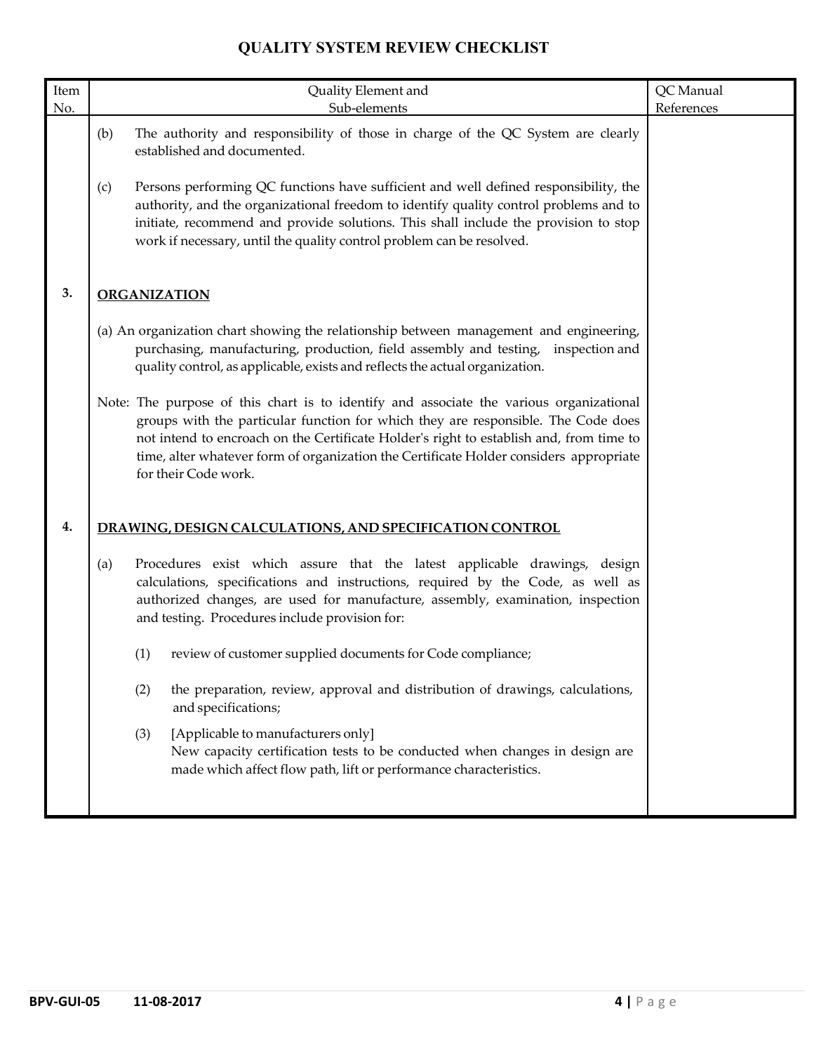# QUALITY SYSTEM REVIEW CHECKLIST

| Item No. | Quality Element and Sub-elements | QC Manual References |
|---|---|---|
| | (b) The authority and responsibility of those in charge of the QC System are clearly established and documented. | |
| | (c) Persons performing QC functions have sufficient and well defined responsibility, the authority, and the organizational freedom to identify quality control problems and to initiate, recommend and provide solutions. This shall include the provision to stop work if necessary, until the quality control problem can be resolved. | |
| **3.** | **ORGANIZATION** | |
| | (a) An organization chart showing the relationship between management and engineering, purchasing, manufacturing, production, field assembly and testing, inspection and quality control, as applicable, exists and reflects the actual organization. | |
| | Note: The purpose of this chart is to identify and associate the various organizational groups with the particular function for which they are responsible. The Code does not intend to encroach on the Certificate Holder's right to establish and, from time to time, alter whatever form of organization the Certificate Holder considers appropriate for their Code work. | |
| **4.** | **DRAWING, DESIGN CALCULATIONS, AND SPECIFICATION CONTROL** | |
| | (a) Procedures exist which assure that the latest applicable drawings, design calculations, specifications and instructions, required by the Code, as well as authorized changes, are used for manufacture, assembly, examination, inspection and testing. Procedures include provision for: | |
| | (1) review of customer supplied documents for Code compliance; | |
| | (2) the preparation, review, approval and distribution of drawings, calculations, and specifications; | |
| | (3) [Applicable to manufacturers only] New capacity certification tests to be conducted when changes in design are made which affect flow path, lift or performance characteristics. | |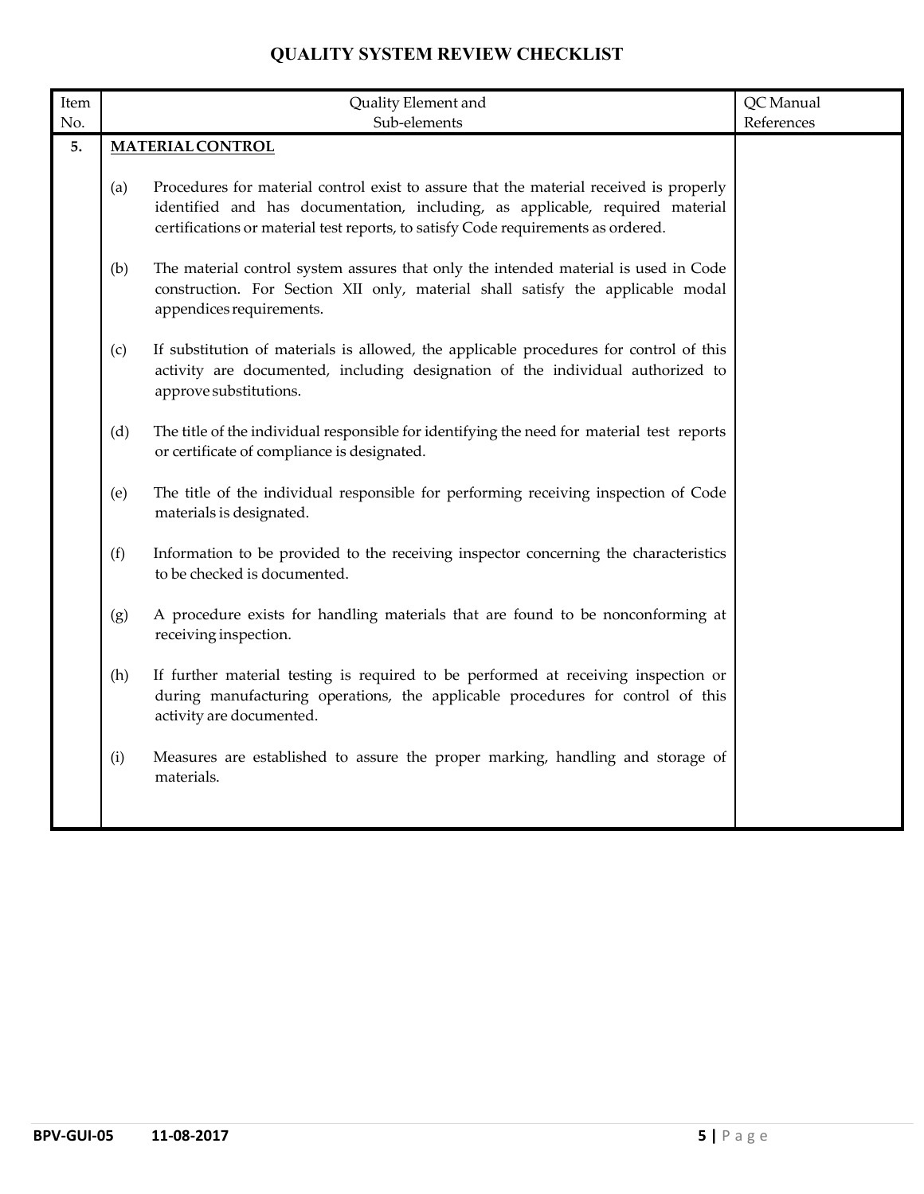# QUALITY SYSTEM REVIEW CHECKLIST

| Item No. | Quality Element and Sub-elements | QC Manual References |
|---|---|---|
| **5.** | **MATERIAL CONTROL** | |
| | (a) Procedures for material control exist to assure that the material received is properly identified and has documentation, including, as applicable, required material certifications or material test reports, to satisfy Code requirements as ordered. | |
| | (b) The material control system assures that only the intended material is used in Code construction. For Section XII only, material shall satisfy the applicable modal appendices requirements. | |
| | (c) If substitution of materials is allowed, the applicable procedures for control of this activity are documented, including designation of the individual authorized to approve substitutions. | |
| | (d) The title of the individual responsible for identifying the need for material test reports or certificate of compliance is designated. | |
| | (e) The title of the individual responsible for performing receiving inspection of Code materials is designated. | |
| | (f) Information to be provided to the receiving inspector concerning the characteristics to be checked is documented. | |
| | (g) A procedure exists for handling materials that are found to be nonconforming at receiving inspection. | |
| | (h) If further material testing is required to be performed at receiving inspection or during manufacturing operations, the applicable procedures for control of this activity are documented. | |
| | (i) Measures are established to assure the proper marking, handling and storage of materials. | |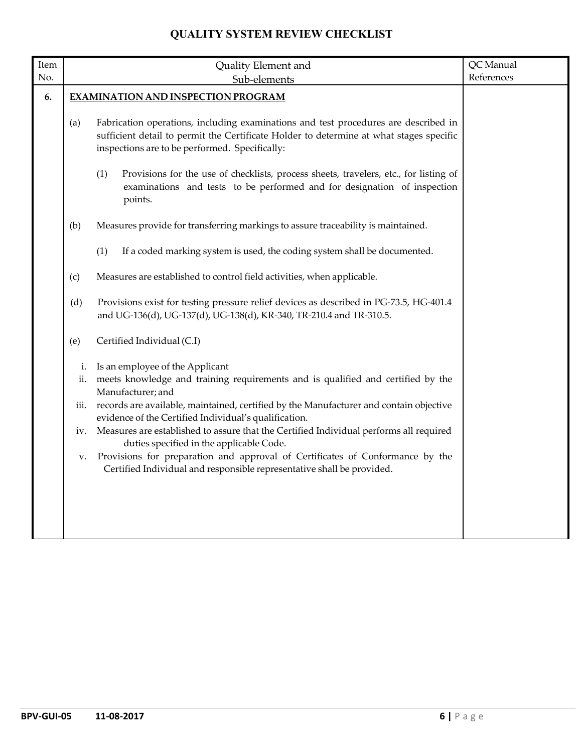# QUALITY SYSTEM REVIEW CHECKLIST

| Item No. | Quality Element and Sub-elements | QC Manual References |
|---|---|---|
| **6.** | **EXAMINATION AND INSPECTION PROGRAM** | |
| | (a) Fabrication operations, including examinations and test procedures are described in sufficient detail to permit the Certificate Holder to determine at what stages specific inspections are to be performed. Specifically: | |
| | (1) Provisions for the use of checklists, process sheets, travelers, etc., for listing of examinations and tests to be performed and for designation of inspection points. | |
| | (b) Measures provide for transferring markings to assure traceability is maintained. | |
| | (1) If a coded marking system is used, the coding system shall be documented. | |
| | (c) Measures are established to control field activities, when applicable. | |
| | (d) Provisions exist for testing pressure relief devices as described in PG-73.5, HG-401.4 and UG-136(d), UG-137(d), UG-138(d), KR-340, TR-210.4 and TR-310.5. | |
| | (e) Certified Individual (C.I) | |
| | i. Is an employee of the Applicant | |
| | ii. meets knowledge and training requirements and is qualified and certified by the Manufacturer; and | |
| | iii. records are available, maintained, certified by the Manufacturer and contain objective evidence of the Certified Individual's qualification. | |
| | iv. Measures are established to assure that the Certified Individual performs all required duties specified in the applicable Code. | |
| | v. Provisions for preparation and approval of Certificates of Conformance by the Certified Individual and responsible representative shall be provided. | |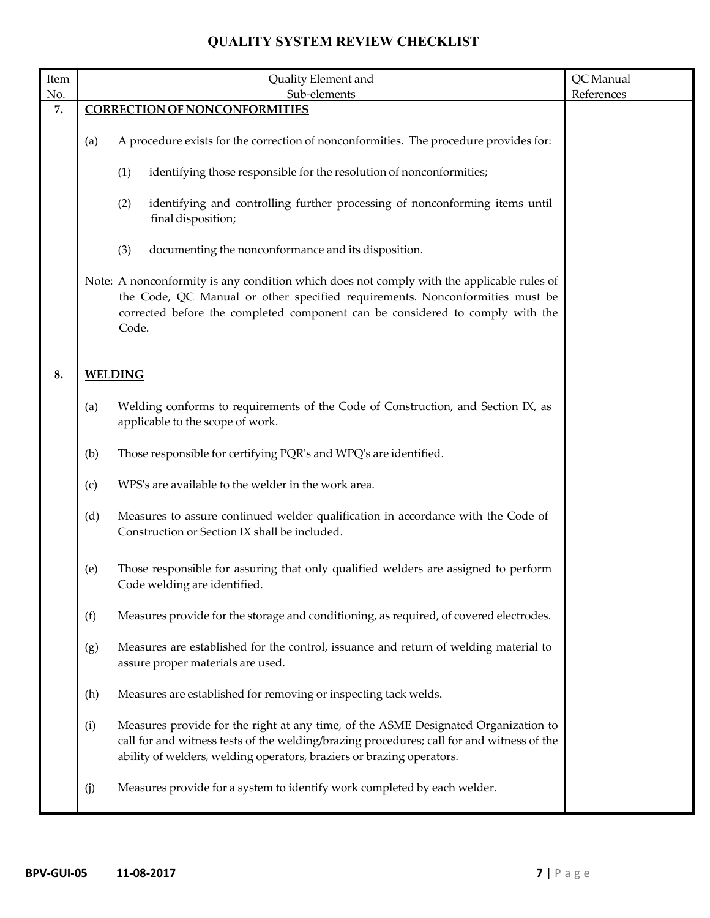# QUALITY SYSTEM REVIEW CHECKLIST

| Item No. | Quality Element and Sub-elements | QC Manual References |
|---|---|---|
| **7.** | **CORRECTION OF NONCONFORMITIES** | |
| | (a) A procedure exists for the correction of nonconformities. The procedure provides for: | |
| | (1) identifying those responsible for the resolution of nonconformities; | |
| | (2) identifying and controlling further processing of nonconforming items until final disposition; | |
| | (3) documenting the nonconformance and its disposition. | |
| | Note: A nonconformity is any condition which does not comply with the applicable rules of the Code, QC Manual or other specified requirements. Nonconformities must be corrected before the completed component can be considered to comply with the Code. | |
| **8.** | **WELDING** | |
| | (a) Welding conforms to requirements of the Code of Construction, and Section IX, as applicable to the scope of work. | |
| | (b) Those responsible for certifying PQR's and WPQ's are identified. | |
| | (c) WPS's are available to the welder in the work area. | |
| | (d) Measures to assure continued welder qualification in accordance with the Code of Construction or Section IX shall be included. | |
| | (e) Those responsible for assuring that only qualified welders are assigned to perform Code welding are identified. | |
| | (f) Measures provide for the storage and conditioning, as required, of covered electrodes. | |
| | (g) Measures are established for the control, issuance and return of welding material to assure proper materials are used. | |
| | (h) Measures are established for removing or inspecting tack welds. | |
| | (i) Measures provide for the right at any time, of the ASME Designated Organization to call for and witness tests of the welding/brazing procedures; call for and witness of the ability of welders, welding operators, braziers or brazing operators. | |
| | (j) Measures provide for a system to identify work completed by each welder. | |

BPV-GUI-05 11-08-2017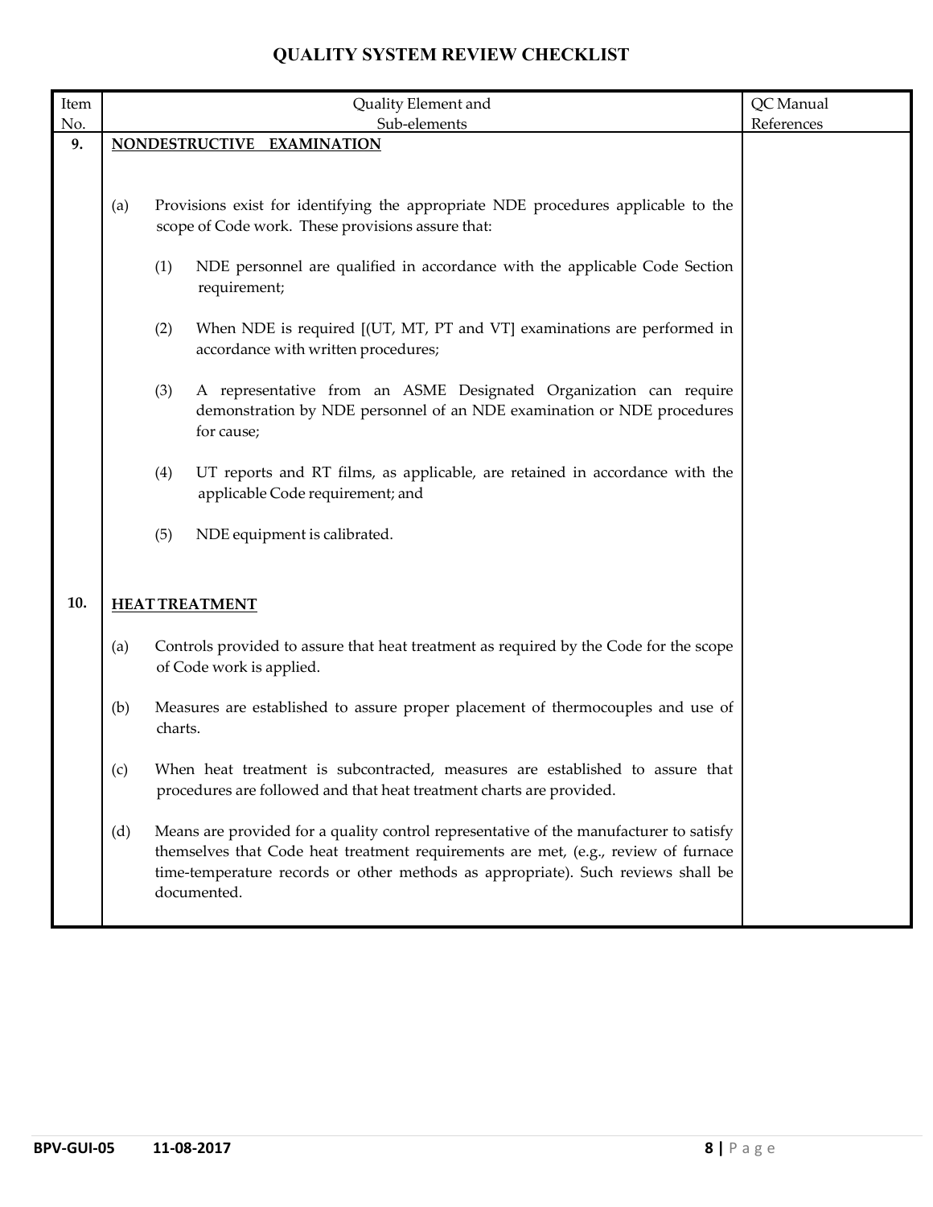# QUALITY SYSTEM REVIEW CHECKLIST

| Item No. | Quality Element and Sub-elements | QC Manual References |
|---|---|---|
| **9.** | **NONDESTRUCTIVE EXAMINATION** | |
| | (a) Provisions exist for identifying the appropriate NDE procedures applicable to the scope of Code work. These provisions assure that: | |
| | (1) NDE personnel are qualified in accordance with the applicable Code Section requirement; | |
| | (2) When NDE is required [(UT, MT, PT and VT] examinations are performed in accordance with written procedures; | |
| | (3) A representative from an ASME Designated Organization can require demonstration by NDE personnel of an NDE examination or NDE procedures for cause; | |
| | (4) UT reports and RT films, as applicable, are retained in accordance with the applicable Code requirement; and | |
| | (5) NDE equipment is calibrated. | |
| **10.** | **HEAT TREATMENT** | |
| | (a) Controls provided to assure that heat treatment as required by the Code for the scope of Code work is applied. | |
| | (b) Measures are established to assure proper placement of thermocouples and use of charts. | |
| | (c) When heat treatment is subcontracted, measures are established to assure that procedures are followed and that heat treatment charts are provided. | |
| | (d) Means are provided for a quality control representative of the manufacturer to satisfy themselves that Code heat treatment requirements are met, (e.g., review of furnace time-temperature records or other methods as appropriate). Such reviews shall be documented. | |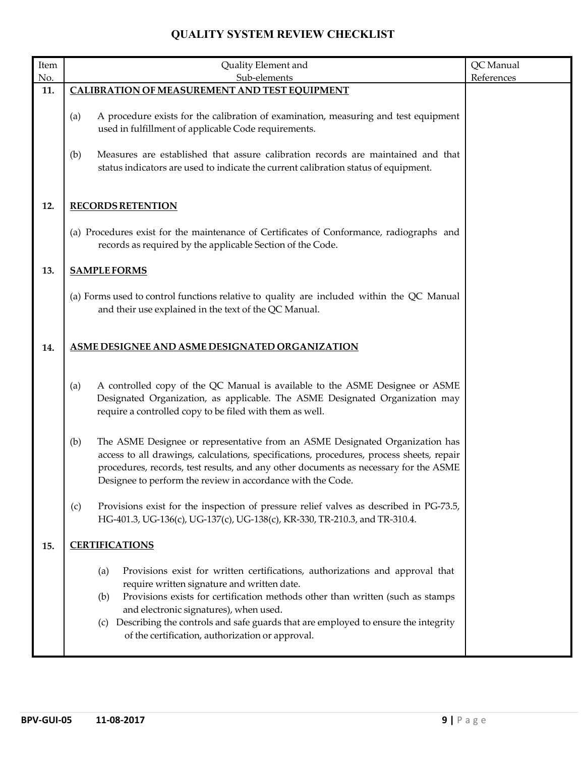# QUALITY SYSTEM REVIEW CHECKLIST

| Item No. | Quality Element and Sub-elements | QC Manual References |
|---|---|---|
| **11.** | **CALIBRATION OF MEASUREMENT AND TEST EQUIPMENT** | |
| | (a) A procedure exists for the calibration of examination, measuring and test equipment used in fulfillment of applicable Code requirements. | |
| | (b) Measures are established that assure calibration records are maintained and that status indicators are used to indicate the current calibration status of equipment. | |
| **12.** | **RECORDS RETENTION** | |
| | (a) Procedures exist for the maintenance of Certificates of Conformance, radiographs and records as required by the applicable Section of the Code. | |
| **13.** | **SAMPLE FORMS** | |
| | (a) Forms used to control functions relative to quality are included within the QC Manual and their use explained in the text of the QC Manual. | |
| **14.** | **ASME DESIGNEE AND ASME DESIGNATED ORGANIZATION** | |
| | (a) A controlled copy of the QC Manual is available to the ASME Designee or ASME Designated Organization, as applicable. The ASME Designated Organization may require a controlled copy to be filed with them as well. | |
| | (b) The ASME Designee or representative from an ASME Designated Organization has access to all drawings, calculations, specifications, procedures, process sheets, repair procedures, records, test results, and any other documents as necessary for the ASME Designee to perform the review in accordance with the Code. | |
| | (c) Provisions exist for the inspection of pressure relief valves as described in PG-73.5, HG-401.3, UG-136(c), UG-137(c), UG-138(c), KR-330, TR-210.3, and TR-310.4. | |
| **15.** | **CERTIFICATIONS** | |
| | (a) Provisions exist for written certifications, authorizations and approval that require written signature and written date.<br>(b) Provisions exists for certification methods other than written (such as stamps and electronic signatures), when used.<br>(c) Describing the controls and safe guards that are employed to ensure the integrity of the certification, authorization or approval. | |

BPV-GUI-05 11-08-2017